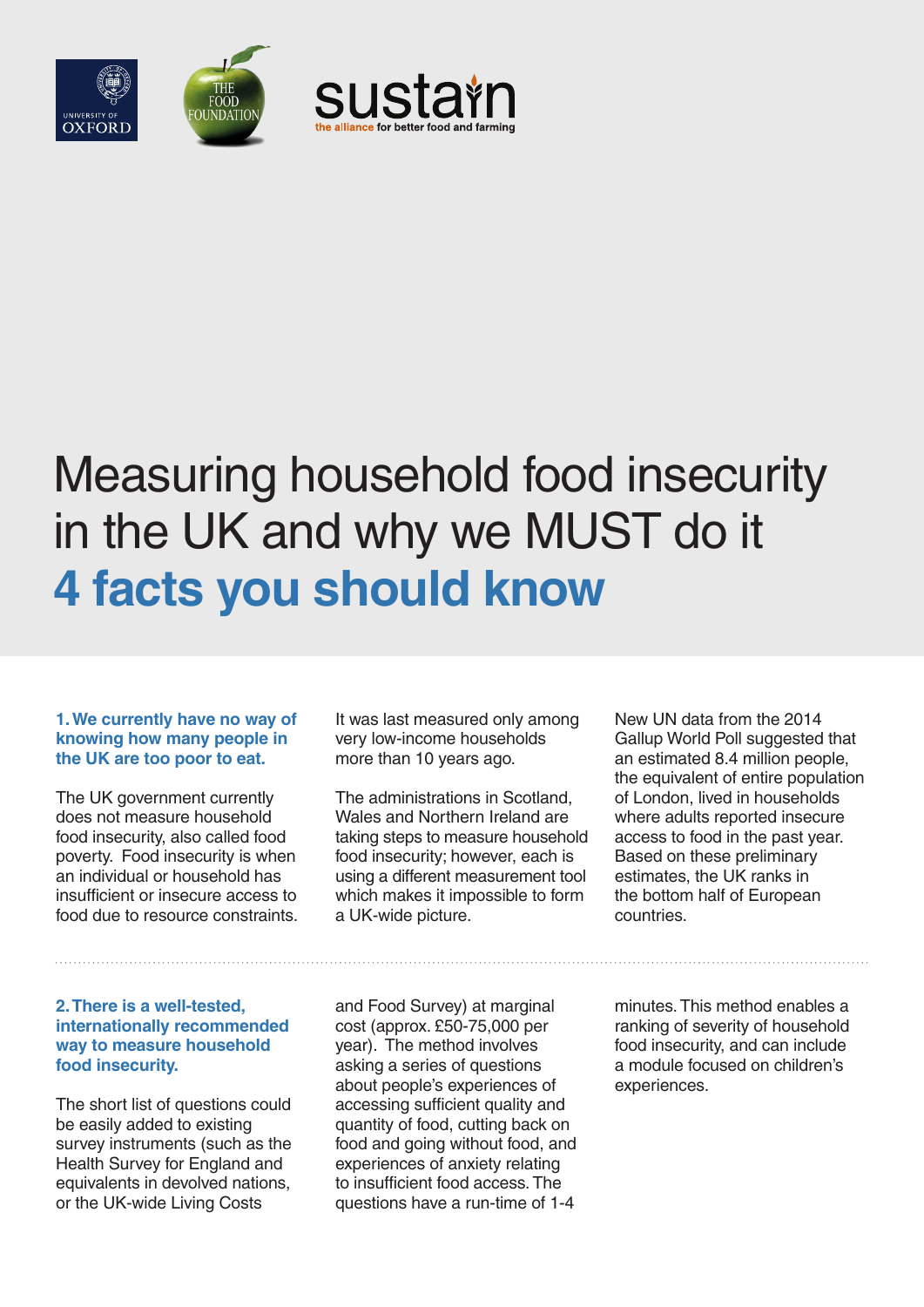# Measuring household food insecurity in the UK and why we MUST do it

## 4 facts you should know

### 1. We currently have no way of knowing how many people in the UK are too poor to eat.

The UK government currently does not measure household food insecurity, also called food poverty. Food insecurity is when an individual or household has insufficient or insecure access to food due to resource constraints.

It was last measured only among very low-income households more than 10 years ago.

The administrations in Scotland, Wales and Northern Ireland are taking steps to measure household food insecurity; however, each is using a different measurement tool which makes it impossible to form a UK-wide picture.

New UN data from the 2014 Gallup World Poll suggested that an estimated 8.4 million people, the equivalent of entire population of London, lived in households where adults reported insecure access to food in the past year. Based on these preliminary estimates, the UK ranks in the bottom half of European countries.

### 2. There is a well-tested, internationally recommended way to measure household food insecurity.

The short list of questions could be easily added to existing survey instruments (such as the Health Survey for England and equivalents in devolved nations, or the UK-wide Living Costs and Food Survey) at marginal cost (approx. £50-75,000 per year). The method involves asking a series of questions about people's experiences of accessing sufficient quality and quantity of food, cutting back on food and going without food, and experiences of anxiety relating to insufficient food access. The questions have a run-time of 1-4 minutes. This method enables a ranking of severity of household food insecurity, and can include a module focused on children's experiences.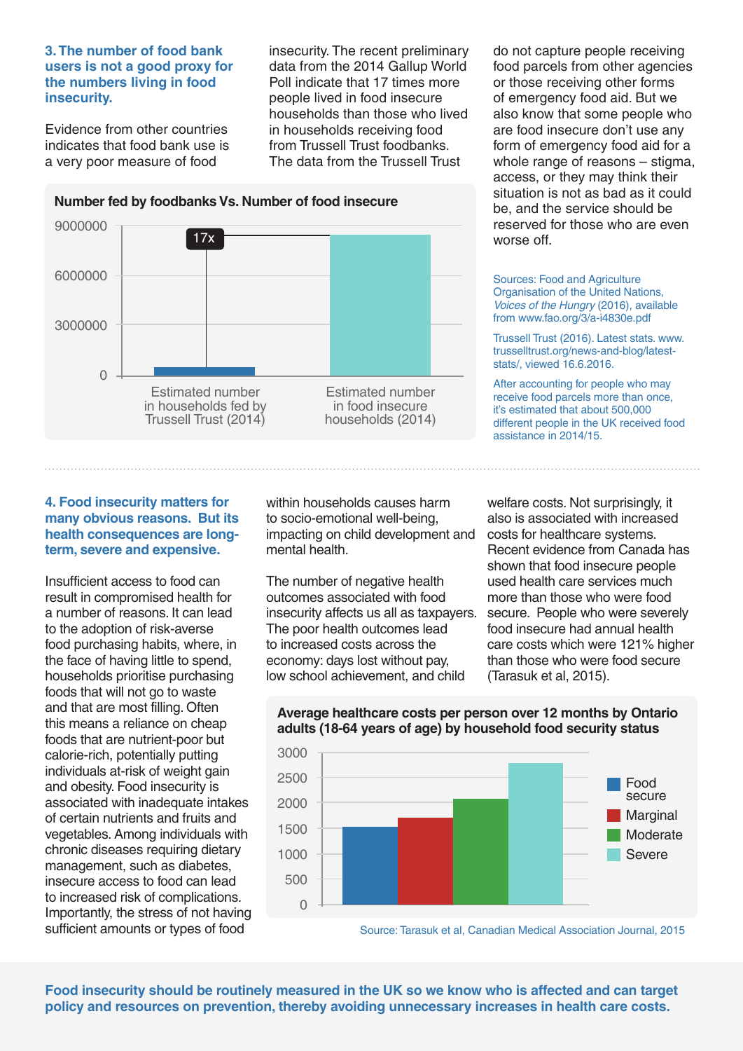### 3. The number of food bank users is not a good proxy for the numbers living in food insecurity.

Evidence from other countries indicates that food bank use is a very poor measure of food insecurity. The recent preliminary data from the 2014 Gallup World Poll indicate that 17 times more people lived in food insecure households than those who lived in households receiving food from Trussell Trust foodbanks. The data from the Trussell Trust do not capture people receiving food parcels from other agencies or those receiving other forms of emergency food aid. But we also know that some people who are food insecure don't use any form of emergency food aid for a whole range of reasons – stigma, access, or they may think their situation is not as bad as it could be, and the service should be reserved for those who are even worse off.

**Number fed by foodbanks Vs. Number of food insecure**

9000000
6000000
3000000
0
17x
Estimated number in households fed by Trussell Trust (2014)
Estimated number in food insecure households (2014)

Sources: Food and Agriculture Organisation of the United Nations, *Voices of the Hungry* (2016), available from www.fao.org/3/a-i4830e.pdf

Trussell Trust (2016). Latest stats. www.trusselltrust.org/news-and-blog/latest-stats/, viewed 16.6.2016.

After accounting for people who may receive food parcels more than once, it's estimated that about 500,000 different people in the UK received food assistance in 2014/15.

### 4. Food insecurity matters for many obvious reasons. But its health consequences are long-term, severe and expensive.

Insufficient access to food can result in compromised health for a number of reasons. It can lead to the adoption of risk-averse food purchasing habits, where, in the face of having little to spend, households prioritise purchasing foods that will not go to waste and that are most filling. Often this means a reliance on cheap foods that are nutrient-poor but calorie-rich, potentially putting individuals at-risk of weight gain and obesity. Food insecurity is associated with inadequate intakes of certain nutrients and fruits and vegetables. Among individuals with chronic diseases requiring dietary management, such as diabetes, insecure access to food can lead to increased risk of complications. Importantly, the stress of not having sufficient amounts or types of food within households causes harm to socio-emotional well-being, impacting on child development and mental health.

The number of negative health outcomes associated with food insecurity affects us all as taxpayers. The poor health outcomes lead to increased costs across the economy: days lost without pay, low school achievement, and child welfare costs. Not surprisingly, it also is associated with increased costs for healthcare systems. Recent evidence from Canada has shown that food insecure people used health care services much more than those who were food secure. People who were severely food insecure had annual health care costs which were 121% higher than those who were food secure (Tarasuk et al, 2015).

**Average healthcare costs per person over 12 months by Ontario adults (18-64 years of age) by household food security status**

3000
2500
2000
1500
1000
500
0
Food secure
Marginal
Moderate
Severe

Source: Tarasuk et al, Canadian Medical Association Journal, 2015

**Food insecurity should be routinely measured in the UK so we know who is affected and can target policy and resources on prevention, thereby avoiding unnecessary increases in health care costs.**